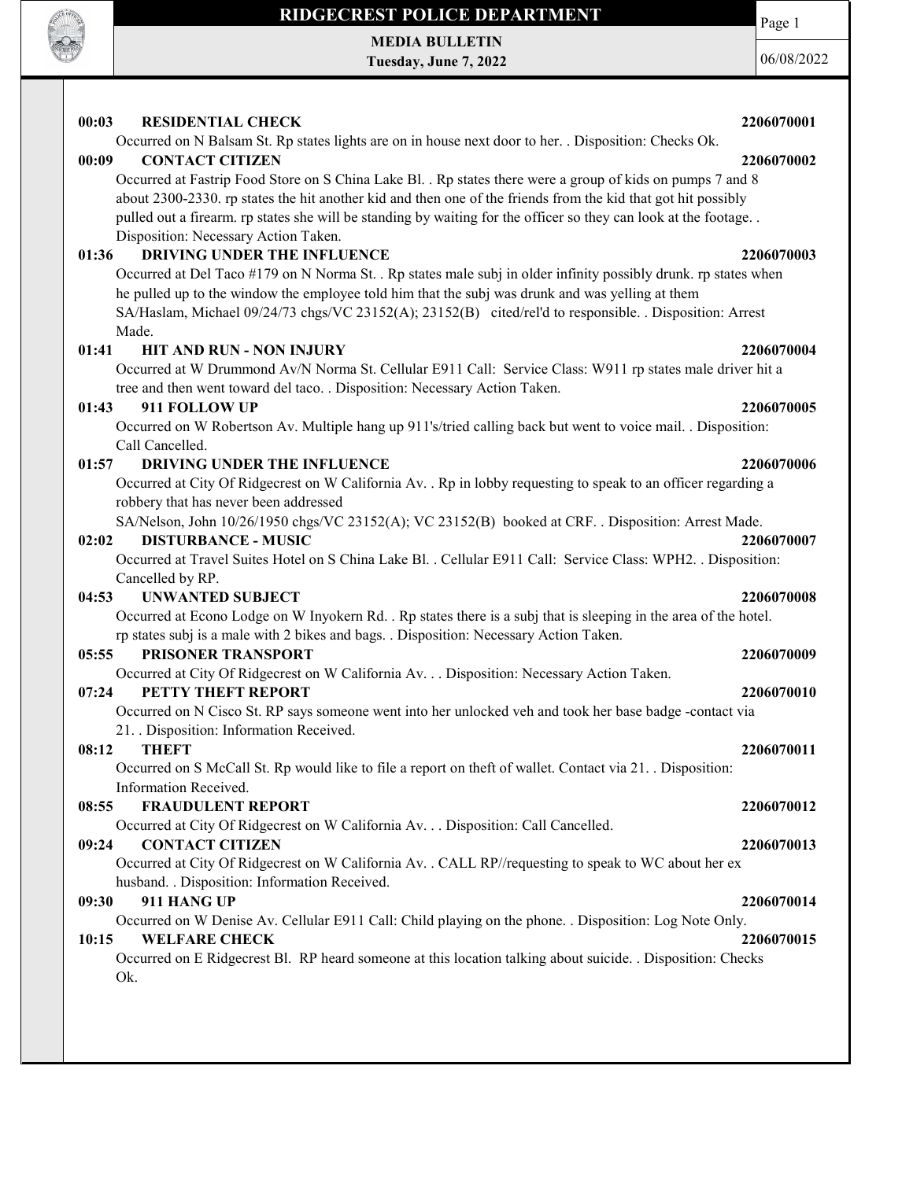# RIDGECREST POLICE DEPARTMENT

**MEDIA BULLETIN**
**Tuesday, June 7, 2022**

06/08/2022

**00:03 RESIDENTIAL CHECK 2206070001**
Occurred on N Balsam St. Rp states lights are on in house next door to her. . Disposition: Checks Ok.

**00:09 CONTACT CITIZEN 2206070002**
Occurred at Fastrip Food Store on S China Lake Bl. . Rp states there were a group of kids on pumps 7 and 8 about 2300-2330. rp states the hit another kid and then one of the friends from the kid that got hit possibly pulled out a firearm. rp states she will be standing by waiting for the officer so they can look at the footage. . Disposition: Necessary Action Taken.

**01:36 DRIVING UNDER THE INFLUENCE 2206070003**
Occurred at Del Taco #179 on N Norma St. . Rp states male subj in older infinity possibly drunk. rp states when he pulled up to the window the employee told him that the subj was drunk and was yelling at them
SA/Haslam, Michael 09/24/73 chgs/VC 23152(A); 23152(B) cited/rel'd to responsible. . Disposition: Arrest Made.

**01:41 HIT AND RUN - NON INJURY 2206070004**
Occurred at W Drummond Av/N Norma St. Cellular E911 Call: Service Class: W911 rp states male driver hit a tree and then went toward del taco. . Disposition: Necessary Action Taken.

**01:43 911 FOLLOW UP 2206070005**
Occurred on W Robertson Av. Multiple hang up 911's/tried calling back but went to voice mail. . Disposition: Call Cancelled.

**01:57 DRIVING UNDER THE INFLUENCE 2206070006**
Occurred at City Of Ridgecrest on W California Av. . Rp in lobby requesting to speak to an officer regarding a robbery that has never been addressed
SA/Nelson, John 10/26/1950 chgs/VC 23152(A); VC 23152(B) booked at CRF. . Disposition: Arrest Made.

**02:02 DISTURBANCE - MUSIC 2206070007**
Occurred at Travel Suites Hotel on S China Lake Bl. . Cellular E911 Call: Service Class: WPH2. . Disposition: Cancelled by RP.

**04:53 UNWANTED SUBJECT 2206070008**
Occurred at Econo Lodge on W Inyokern Rd. . Rp states there is a subj that is sleeping in the area of the hotel. rp states subj is a male with 2 bikes and bags. . Disposition: Necessary Action Taken.

**05:55 PRISONER TRANSPORT 2206070009**
Occurred at City Of Ridgecrest on W California Av. . . Disposition: Necessary Action Taken.

**07:24 PETTY THEFT REPORT 2206070010**
Occurred on N Cisco St. RP says someone went into her unlocked veh and took her base badge -contact via 21. . Disposition: Information Received.

**08:12 THEFT 2206070011**
Occurred on S McCall St. Rp would like to file a report on theft of wallet. Contact via 21. . Disposition: Information Received.

**08:55 FRAUDULENT REPORT 2206070012**
Occurred at City Of Ridgecrest on W California Av. . . Disposition: Call Cancelled.

**09:24 CONTACT CITIZEN 2206070013**
Occurred at City Of Ridgecrest on W California Av. . CALL RP//requesting to speak to WC about her ex husband. . Disposition: Information Received.

**09:30 911 HANG UP 2206070014**
Occurred on W Denise Av. Cellular E911 Call: Child playing on the phone. . Disposition: Log Note Only.

**10:15 WELFARE CHECK 2206070015**
Occurred on E Ridgecrest Bl. RP heard someone at this location talking about suicide. . Disposition: Checks Ok.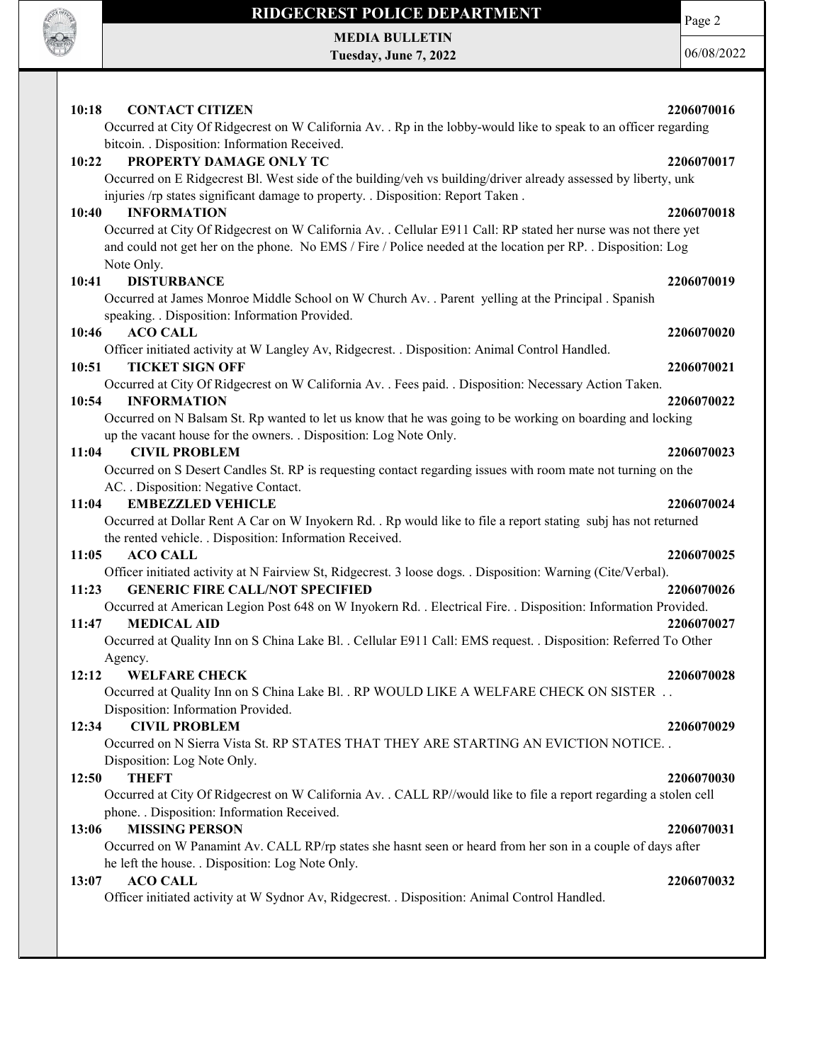**10:18 CONTACT CITIZEN 2206070016**

Occurred at City Of Ridgecrest on W California Av. . Rp in the lobby-would like to speak to an officer regarding bitcoin. . Disposition: Information Received.

**10:22 PROPERTY DAMAGE ONLY TC 2206070017**

Occurred on E Ridgecrest Bl. West side of the building/veh vs building/driver already assessed by liberty, unk injuries /rp states significant damage to property. . Disposition: Report Taken .

**10:40 INFORMATION 2206070018**

Occurred at City Of Ridgecrest on W California Av. . Cellular E911 Call: RP stated her nurse was not there yet and could not get her on the phone. No EMS / Fire / Police needed at the location per RP. . Disposition: Log Note Only.

**10:41 DISTURBANCE 2206070019**

Occurred at James Monroe Middle School on W Church Av. . Parent yelling at the Principal . Spanish speaking. . Disposition: Information Provided.

**10:46 ACO CALL 2206070020**

Officer initiated activity at W Langley Av, Ridgecrest. . Disposition: Animal Control Handled.

**10:51 TICKET SIGN OFF 2206070021**

Occurred at City Of Ridgecrest on W California Av. . Fees paid. . Disposition: Necessary Action Taken.

**10:54 INFORMATION 2206070022**

Occurred on N Balsam St. Rp wanted to let us know that he was going to be working on boarding and locking up the vacant house for the owners. . Disposition: Log Note Only.

**11:04 CIVIL PROBLEM 2206070023**

Occurred on S Desert Candles St. RP is requesting contact regarding issues with room mate not turning on the AC. . Disposition: Negative Contact.

**11:04 EMBEZZLED VEHICLE 2206070024**

Occurred at Dollar Rent A Car on W Inyokern Rd. . Rp would like to file a report stating subj has not returned the rented vehicle. . Disposition: Information Received.

**11:05 ACO CALL 2206070025**

Officer initiated activity at N Fairview St, Ridgecrest. 3 loose dogs. . Disposition: Warning (Cite/Verbal).

**11:23 GENERIC FIRE CALL/NOT SPECIFIED 2206070026**

Occurred at American Legion Post 648 on W Inyokern Rd. . Electrical Fire. . Disposition: Information Provided.

**11:47 MEDICAL AID 2206070027**

Occurred at Quality Inn on S China Lake Bl. . Cellular E911 Call: EMS request. . Disposition: Referred To Other Agency.

**12:12 WELFARE CHECK 2206070028**

Occurred at Quality Inn on S China Lake Bl. . RP WOULD LIKE A WELFARE CHECK ON SISTER . . Disposition: Information Provided.

**12:34 CIVIL PROBLEM 2206070029**

Occurred on N Sierra Vista St. RP STATES THAT THEY ARE STARTING AN EVICTION NOTICE. . Disposition: Log Note Only.

**12:50 THEFT 2206070030**

Occurred at City Of Ridgecrest on W California Av. . CALL RP//would like to file a report regarding a stolen cell phone. . Disposition: Information Received.

**13:06 MISSING PERSON 2206070031**

Occurred on W Panamint Av. CALL RP/rp states she hasnt seen or heard from her son in a couple of days after he left the house. . Disposition: Log Note Only.

**13:07 ACO CALL 2206070032**

Officer initiated activity at W Sydnor Av, Ridgecrest. . Disposition: Animal Control Handled.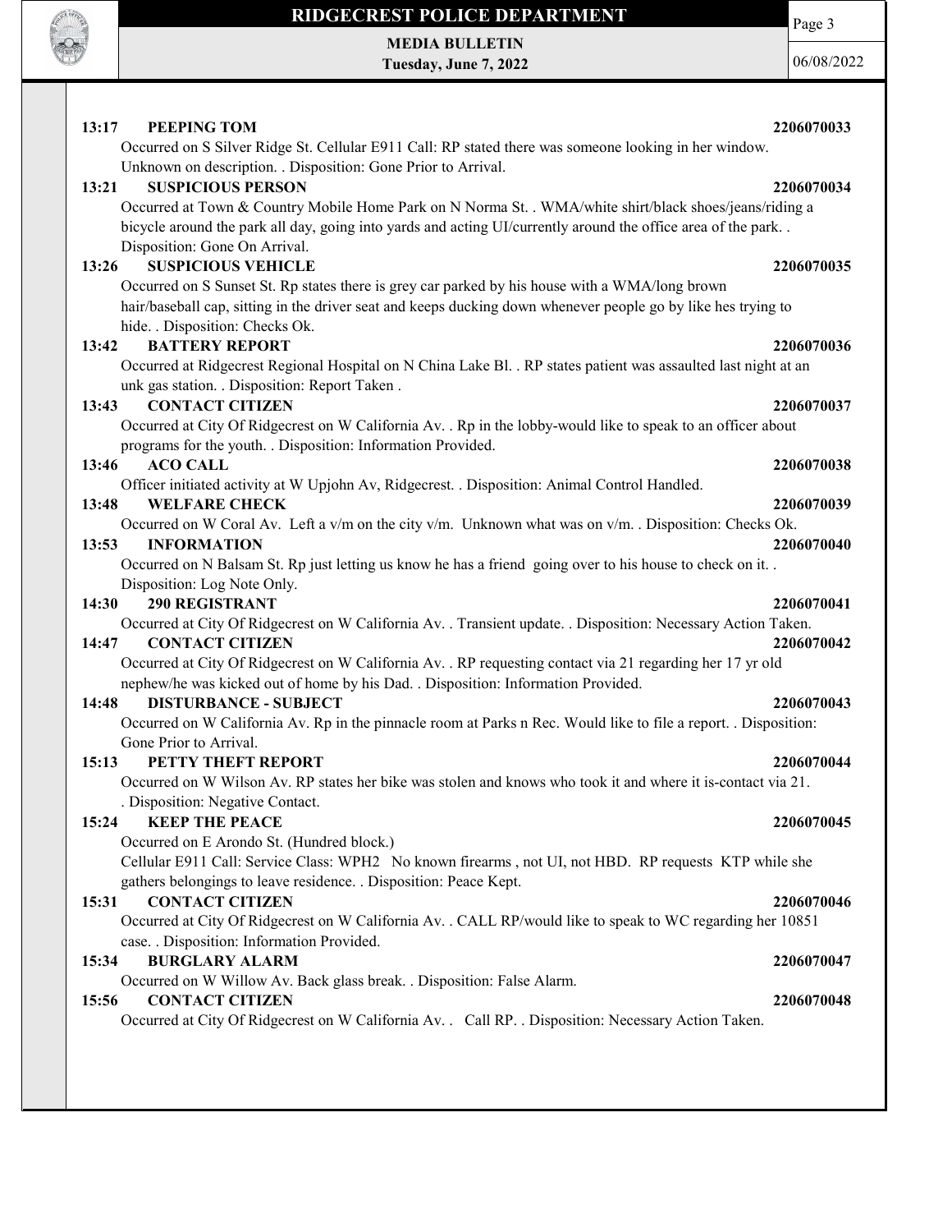**13:17 PEEPING TOM** **2206070033**

Occurred on S Silver Ridge St. Cellular E911 Call: RP stated there was someone looking in her window. Unknown on description. . Disposition: Gone Prior to Arrival.

**13:21 SUSPICIOUS PERSON** **2206070034**

Occurred at Town & Country Mobile Home Park on N Norma St. . WMA/white shirt/black shoes/jeans/riding a bicycle around the park all day, going into yards and acting UI/currently around the office area of the park. . Disposition: Gone On Arrival.

**13:26 SUSPICIOUS VEHICLE** **2206070035**

Occurred on S Sunset St. Rp states there is grey car parked by his house with a WMA/long brown hair/baseball cap, sitting in the driver seat and keeps ducking down whenever people go by like hes trying to hide. . Disposition: Checks Ok.

**13:42 BATTERY REPORT** **2206070036**

Occurred at Ridgecrest Regional Hospital on N China Lake Bl. . RP states patient was assaulted last night at an unk gas station. . Disposition: Report Taken .

**13:43 CONTACT CITIZEN** **2206070037**

Occurred at City Of Ridgecrest on W California Av. . Rp in the lobby-would like to speak to an officer about programs for the youth. . Disposition: Information Provided.

**13:46 ACO CALL** **2206070038**

Officer initiated activity at W Upjohn Av, Ridgecrest. . Disposition: Animal Control Handled.

**13:48 WELFARE CHECK** **2206070039**

Occurred on W Coral Av. Left a v/m on the city v/m. Unknown what was on v/m. . Disposition: Checks Ok.

**13:53 INFORMATION** **2206070040**

Occurred on N Balsam St. Rp just letting us know he has a friend going over to his house to check on it. . Disposition: Log Note Only.

**14:30 290 REGISTRANT** **2206070041**

Occurred at City Of Ridgecrest on W California Av. . Transient update. . Disposition: Necessary Action Taken.

**14:47 CONTACT CITIZEN** **2206070042**

Occurred at City Of Ridgecrest on W California Av. . RP requesting contact via 21 regarding her 17 yr old nephew/he was kicked out of home by his Dad. . Disposition: Information Provided.

**14:48 DISTURBANCE - SUBJECT** **2206070043**

Occurred on W California Av. Rp in the pinnacle room at Parks n Rec. Would like to file a report. . Disposition: Gone Prior to Arrival.

**15:13 PETTY THEFT REPORT** **2206070044**

Occurred on W Wilson Av. RP states her bike was stolen and knows who took it and where it is-contact via 21. . Disposition: Negative Contact.

**15:24 KEEP THE PEACE** **2206070045**

Occurred on E Arondo St. (Hundred block.)
Cellular E911 Call: Service Class: WPH2 No known firearms , not UI, not HBD. RP requests KTP while she gathers belongings to leave residence. . Disposition: Peace Kept.

**15:31 CONTACT CITIZEN** **2206070046**

Occurred at City Of Ridgecrest on W California Av. . CALL RP/would like to speak to WC regarding her 10851 case. . Disposition: Information Provided.

**15:34 BURGLARY ALARM** **2206070047**

Occurred on W Willow Av. Back glass break. . Disposition: False Alarm.

**15:56 CONTACT CITIZEN** **2206070048**

Occurred at City Of Ridgecrest on W California Av. . Call RP. . Disposition: Necessary Action Taken.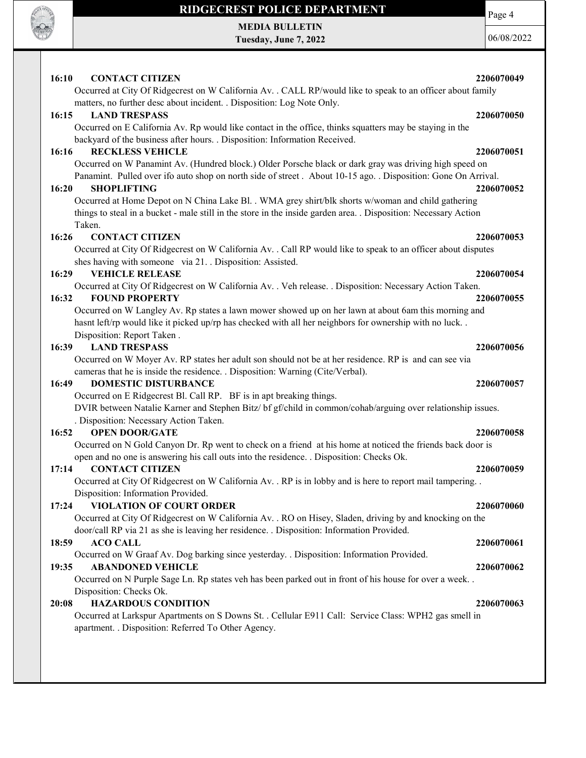**16:10 CONTACT CITIZEN 2206070049**

Occurred at City Of Ridgecrest on W California Av. . CALL RP/would like to speak to an officer about family matters, no further desc about incident. . Disposition: Log Note Only.

**16:15 LAND TRESPASS 2206070050**

Occurred on E California Av. Rp would like contact in the office, thinks squatters may be staying in the backyard of the business after hours. . Disposition: Information Received.

**16:16 RECKLESS VEHICLE 2206070051**

Occurred on W Panamint Av. (Hundred block.) Older Porsche black or dark gray was driving high speed on Panamint. Pulled over ifo auto shop on north side of street . About 10-15 ago. . Disposition: Gone On Arrival.

**16:20 SHOPLIFTING 2206070052**

Occurred at Home Depot on N China Lake Bl. . WMA grey shirt/blk shorts w/woman and child gathering things to steal in a bucket - male still in the store in the inside garden area. . Disposition: Necessary Action Taken.

**16:26 CONTACT CITIZEN 2206070053**

Occurred at City Of Ridgecrest on W California Av. . Call RP would like to speak to an officer about disputes shes having with someone via 21. . Disposition: Assisted.

**16:29 VEHICLE RELEASE 2206070054**

Occurred at City Of Ridgecrest on W California Av. . Veh release. . Disposition: Necessary Action Taken.

**16:32 FOUND PROPERTY 2206070055**

Occurred on W Langley Av. Rp states a lawn mower showed up on her lawn at about 6am this morning and hasnt left/rp would like it picked up/rp has checked with all her neighbors for ownership with no luck. . Disposition: Report Taken .

**16:39 LAND TRESPASS 2206070056**

Occurred on W Moyer Av. RP states her adult son should not be at her residence. RP is and can see via cameras that he is inside the residence. . Disposition: Warning (Cite/Verbal).

**16:49 DOMESTIC DISTURBANCE 2206070057**

Occurred on E Ridgecrest Bl. Call RP. BF is in apt breaking things.
DVIR between Natalie Karner and Stephen Bitz/ bf gf/child in common/cohab/arguing over relationship issues.
. Disposition: Necessary Action Taken.

**16:52 OPEN DOOR/GATE 2206070058**

Occurred on N Gold Canyon Dr. Rp went to check on a friend at his home at noticed the friends back door is open and no one is answering his call outs into the residence. . Disposition: Checks Ok.

**17:14 CONTACT CITIZEN 2206070059**

Occurred at City Of Ridgecrest on W California Av. . RP is in lobby and is here to report mail tampering. . Disposition: Information Provided.

**17:24 VIOLATION OF COURT ORDER 2206070060**

Occurred at City Of Ridgecrest on W California Av. . RO on Hisey, Sladen, driving by and knocking on the door/call RP via 21 as she is leaving her residence. . Disposition: Information Provided.

**18:59 ACO CALL 2206070061**

Occurred on W Graaf Av. Dog barking since yesterday. . Disposition: Information Provided.

**19:35 ABANDONED VEHICLE 2206070062**

Occurred on N Purple Sage Ln. Rp states veh has been parked out in front of his house for over a week. . Disposition: Checks Ok.

**20:08 HAZARDOUS CONDITION 2206070063**

Occurred at Larkspur Apartments on S Downs St. . Cellular E911 Call: Service Class: WPH2 gas smell in apartment. . Disposition: Referred To Other Agency.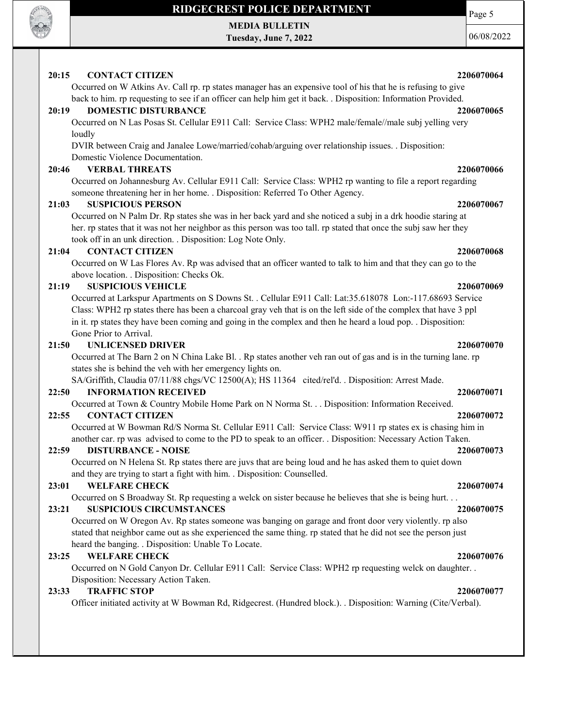**20:15 CONTACT CITIZEN 2206070064**

Occurred on W Atkins Av. Call rp. rp states manager has an expensive tool of his that he is refusing to give back to him. rp requesting to see if an officer can help him get it back. . Disposition: Information Provided.

**20:19 DOMESTIC DISTURBANCE 2206070065**

Occurred on N Las Posas St. Cellular E911 Call: Service Class: WPH2 male/female//male subj yelling very loudly

DVIR between Craig and Janalee Lowe/married/cohab/arguing over relationship issues. . Disposition: Domestic Violence Documentation.

**20:46 VERBAL THREATS 2206070066**

Occurred on Johannesburg Av. Cellular E911 Call: Service Class: WPH2 rp wanting to file a report regarding someone threatening her in her home. . Disposition: Referred To Other Agency.

**21:03 SUSPICIOUS PERSON 2206070067**

Occurred on N Palm Dr. Rp states she was in her back yard and she noticed a subj in a drk hoodie staring at her. rp states that it was not her neighbor as this person was too tall. rp stated that once the subj saw her they took off in an unk direction. . Disposition: Log Note Only.

**21:04 CONTACT CITIZEN 2206070068**

Occurred on W Las Flores Av. Rp was advised that an officer wanted to talk to him and that they can go to the above location. . Disposition: Checks Ok.

**21:19 SUSPICIOUS VEHICLE 2206070069**

Occurred at Larkspur Apartments on S Downs St. . Cellular E911 Call: Lat:35.618078 Lon:-117.68693 Service Class: WPH2 rp states there has been a charcoal gray veh that is on the left side of the complex that have 3 ppl in it. rp states they have been coming and going in the complex and then he heard a loud pop. . Disposition: Gone Prior to Arrival.

**21:50 UNLICENSED DRIVER 2206070070**

Occurred at The Barn 2 on N China Lake Bl. . Rp states another veh ran out of gas and is in the turning lane. rp states she is behind the veh with her emergency lights on.

SA/Griffith, Claudia 07/11/88 chgs/VC 12500(A); HS 11364 cited/rel'd. . Disposition: Arrest Made.

**22:50 INFORMATION RECEIVED 2206070071**

Occurred at Town & Country Mobile Home Park on N Norma St. . . Disposition: Information Received.

**22:55 CONTACT CITIZEN 2206070072**

Occurred at W Bowman Rd/S Norma St. Cellular E911 Call: Service Class: W911 rp states ex is chasing him in another car. rp was advised to come to the PD to speak to an officer. . Disposition: Necessary Action Taken.

**22:59 DISTURBANCE - NOISE 2206070073**

Occurred on N Helena St. Rp states there are juvs that are being loud and he has asked them to quiet down and they are trying to start a fight with him. . Disposition: Counselled.

**23:01 WELFARE CHECK 2206070074**

Occurred on S Broadway St. Rp requesting a welck on sister because he believes that she is being hurt. . .

**23:21 SUSPICIOUS CIRCUMSTANCES 2206070075**

Occurred on W Oregon Av. Rp states someone was banging on garage and front door very violently. rp also stated that neighbor came out as she experienced the same thing. rp stated that he did not see the person just heard the banging. . Disposition: Unable To Locate.

**23:25 WELFARE CHECK 2206070076**

Occurred on N Gold Canyon Dr. Cellular E911 Call: Service Class: WPH2 rp requesting welck on daughter. . Disposition: Necessary Action Taken.

**23:33 TRAFFIC STOP 2206070077**

Officer initiated activity at W Bowman Rd, Ridgecrest. (Hundred block.). . Disposition: Warning (Cite/Verbal).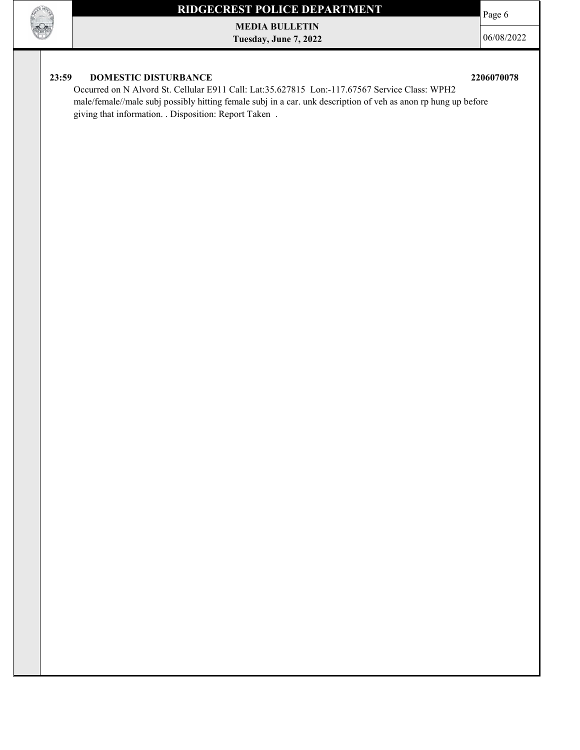**23:59 DOMESTIC DISTURBANCE 2206070078**

Occurred on N Alvord St. Cellular E911 Call: Lat:35.627815 Lon:-117.67567 Service Class: WPH2 male/female//male subj possibly hitting female subj in a car. unk description of veh as anon rp hung up before giving that information. . Disposition: Report Taken .